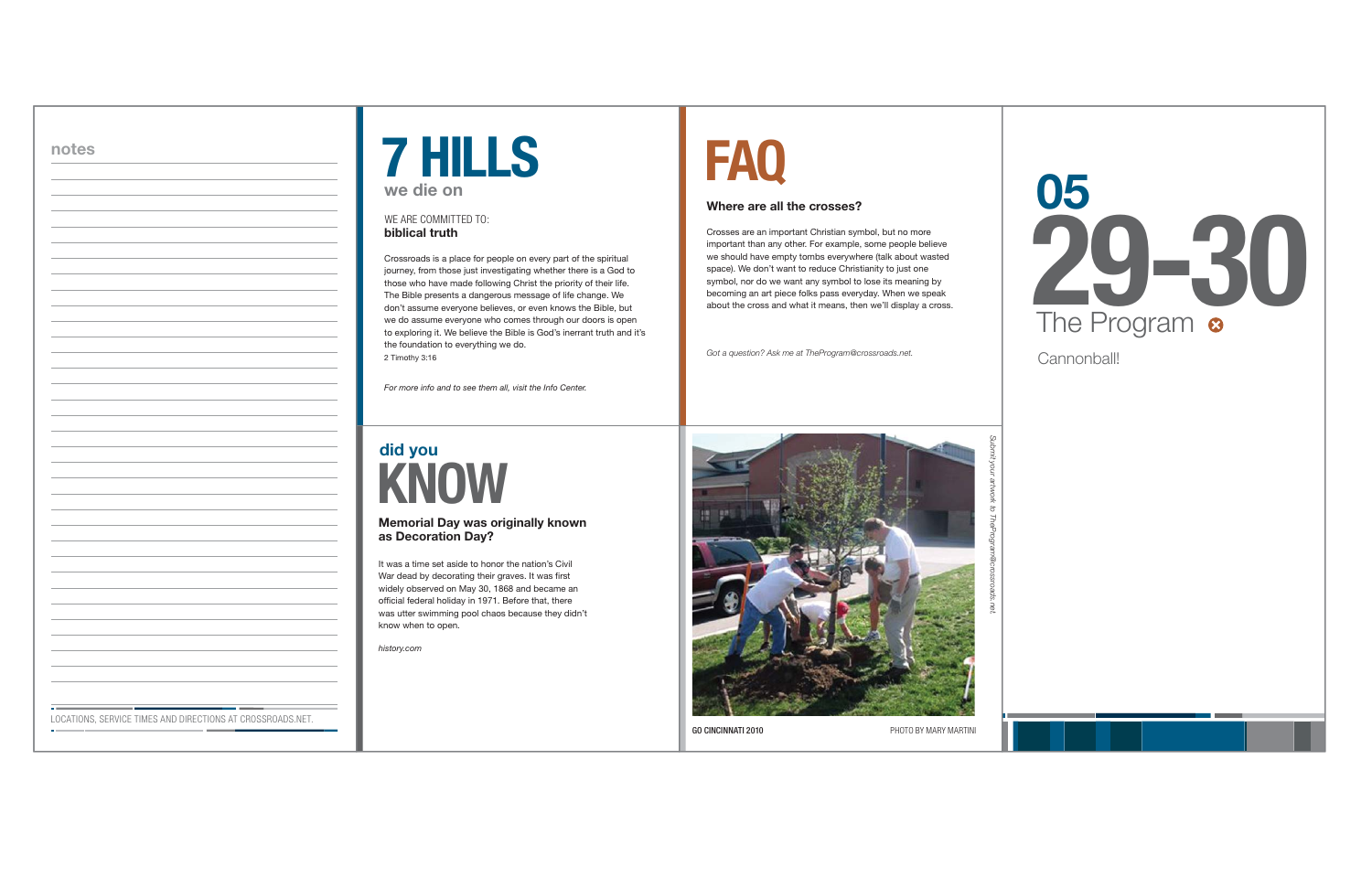notes

LOCATIONS, SERVICE TIMES AND DIRECTIONS AT CROSSROADS.NET.

# 7 HILLS

## we die on

WE ARE COMMITTED TO:
**biblical truth**

Crossroads is a place for people on every part of the spiritual journey, from those just investigating whether there is a God to those who have made following Christ the priority of their life. The Bible presents a dangerous message of life change. We don't assume everyone believes, or even knows the Bible, but we do assume everyone who comes through our doors is open to exploring it. We believe the Bible is God's inerrant truth and it's the foundation to everything we do.
2 Timothy 3:16

*For more info and to see them all, visit the Info Center.*

## did you KNOW

**Memorial Day was originally known as Decoration Day?**

It was a time set aside to honor the nation's Civil War dead by decorating their graves. It was first widely observed on May 30, 1868 and became an official federal holiday in 1971. Before that, there was utter swimming pool chaos because they didn't know when to open.

*history.com*

# FAQ

**Where are all the crosses?**

Crosses are an important Christian symbol, but no more important than any other. For example, some people believe we should have empty tombs everywhere (talk about wasted space). We don't want to reduce Christianity to just one symbol, nor do we want any symbol to lose its meaning by becoming an art piece folks pass everyday. When we speak about the cross and what it means, then we'll display a cross.

*Got a question? Ask me at TheProgram@crossroads.net.*

GO CINCINNATI 2010 PHOTO BY MARY MARTINI

*Submit your artwork to TheProgram@crossroads.net.*

# 05 29-30

## The Program

Cannonball!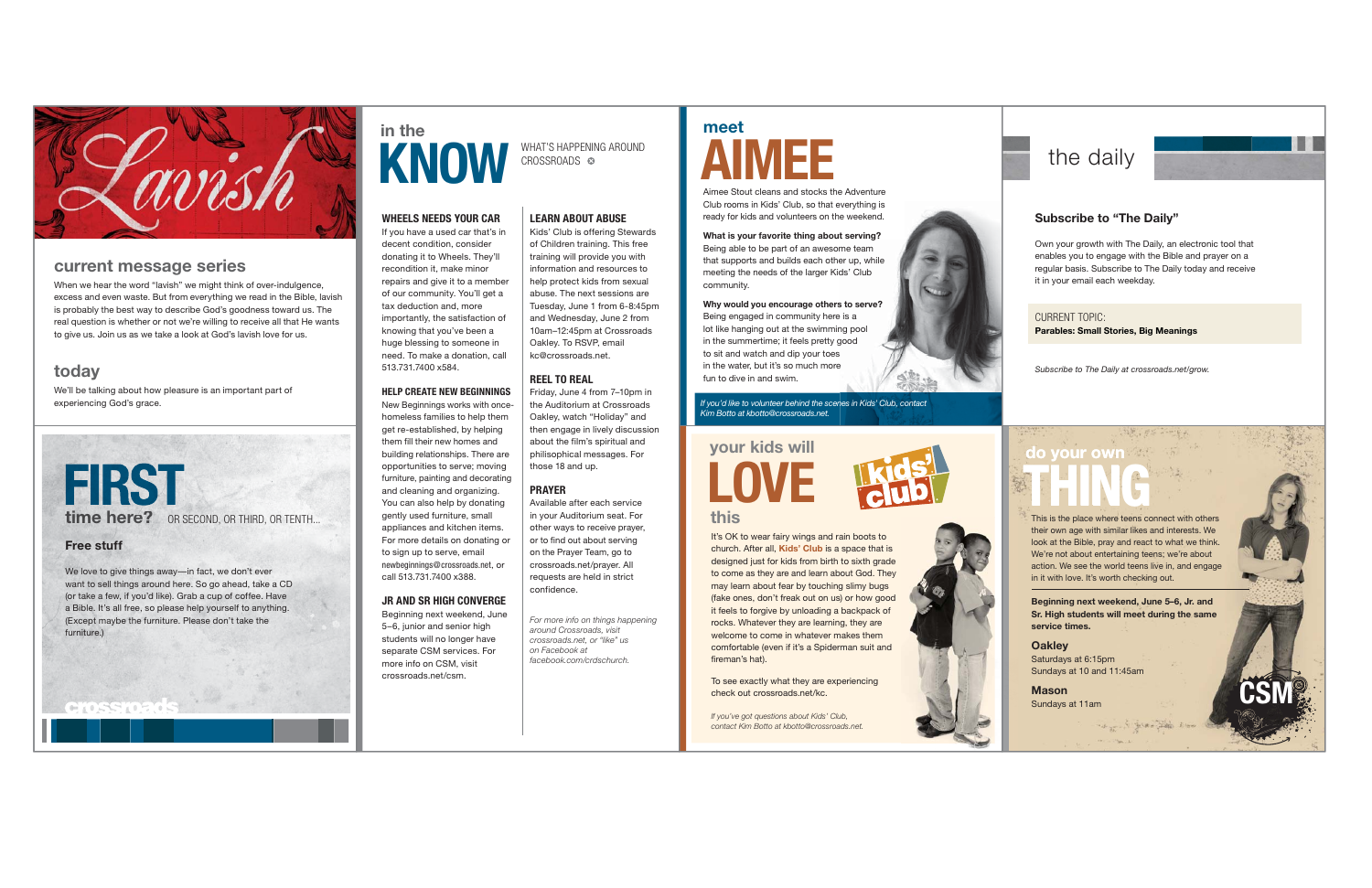# Lavish

## current message series

When we hear the word "lavish" we might think of over-indulgence, excess and even waste. But from everything we read in the Bible, lavish is probably the best way to describe God's goodness toward us. The real question is whether or not we're willing to receive all that He wants to give us. Join us as we take a look at God's lavish love for us.

## today

We'll be talking about how pleasure is an important part of experiencing God's grace.

# FIRST time here?

OR SECOND, OR THIRD, OR TENTH...

### Free stuff

We love to give things away—in fact, we don't ever want to sell things around here. So go ahead, take a CD (or take a few, if you'd like). Grab a cup of coffee. Have a Bible. It's all free, so please help yourself to anything. (Except maybe the furniture. Please don't take the furniture.)

crossroads

# in the KNOW

WHAT'S HAPPENING AROUND CROSSROADS

### WHEELS NEEDS YOUR CAR

If you have a used car that's in decent condition, consider donating it to Wheels. They'll recondition it, make minor repairs and give it to a member of our community. You'll get a tax deduction and, more importantly, the satisfaction of knowing that you've been a huge blessing to someone in need. To make a donation, call 513.731.7400 x584.

### HELP CREATE NEW BEGINNINGS

New Beginnings works with once-homeless families to help them get re-established, by helping them fill their new homes and building relationships. There are opportunities to serve; moving furniture, painting and decorating and cleaning and organizing. You can also help by donating gently used furniture, small appliances and kitchen items. For more details on donating or to sign up to serve, email newbeginnings@crossroads.net, or call 513.731.7400 x388.

### JR AND SR HIGH CONVERGE

Beginning next weekend, June 5–6, junior and senior high students will no longer have separate CSM services. For more info on CSM, visit crossroads.net/csm.

### LEARN ABOUT ABUSE

Kids' Club is offering Stewards of Children training. This free training will provide you with information and resources to help protect kids from sexual abuse. The next sessions are Tuesday, June 1 from 6-8:45pm and Wednesday, June 2 from 10am–12:45pm at Crossroads Oakley. To RSVP, email kc@crossroads.net.

### REEL TO REAL

Friday, June 4 from 7–10pm in the Auditorium at Crossroads Oakley, watch "Holiday" and then engage in lively discussion about the film's spiritual and philisophical messages. For those 18 and up.

### PRAYER

Available after each service in your Auditorium seat. For other ways to receive prayer, or to find out about serving on the Prayer Team, go to crossroads.net/prayer. All requests are held in strict confidence.

*For more info on things happening around Crossroads, visit crossroads.net, or "like" us on Facebook at facebook.com/crdschurch.*

# meet AIMEE

Aimee Stout cleans and stocks the Adventure Club rooms in Kids' Club, so that everything is ready for kids and volunteers on the weekend.

**What is your favorite thing about serving?**
Being able to be part of an awesome team that supports and builds each other up, while meeting the needs of the larger Kids' Club community.

**Why would you encourage others to serve?**
Being engaged in community here is a lot like hanging out at the swimming pool in the summertime; it feels pretty good to sit and watch and dip your toes in the water, but it's so much more fun to dive in and swim.

*If you'd like to volunteer behind the scenes in Kids' Club, contact Kim Botto at kbotto@crossroads.net.*

# the daily

### Subscribe to "The Daily"

Own your growth with The Daily, an electronic tool that enables you to engage with the Bible and prayer on a regular basis. Subscribe to The Daily today and receive it in your email each weekday.

CURRENT TOPIC:
**Parables: Small Stories, Big Meanings**

*Subscribe to The Daily at crossroads.net/grow.*

# your kids will LOVE this

kids' club

It's OK to wear fairy wings and rain boots to church. After all, **Kids' Club** is a space that is designed just for kids from birth to sixth grade to come as they are and learn about God. They may learn about fear by touching slimy bugs (fake ones, don't freak out on us) or how good it feels to forgive by unloading a backpack of rocks. Whatever they are learning, they are welcome to come in whatever makes them comfortable (even if it's a Spiderman suit and fireman's hat).

To see exactly what they are experiencing check out crossroads.net/kc.

*If you've got questions about Kids' Club, contact Kim Botto at kbotto@crossroads.net.*

# do your own THING

This is the place where teens connect with others their own age with similar likes and interests. We look at the Bible, pray and react to what we think. We're not about entertaining teens; we're about action. We see the world teens live in, and engage in it with love. It's worth checking out.

**Beginning next weekend, June 5–6, Jr. and Sr. High students will meet during the same service times.**

### Oakley

Saturdays at 6:15pm
Sundays at 10 and 11:45am

### Mason

Sundays at 11am

CSM